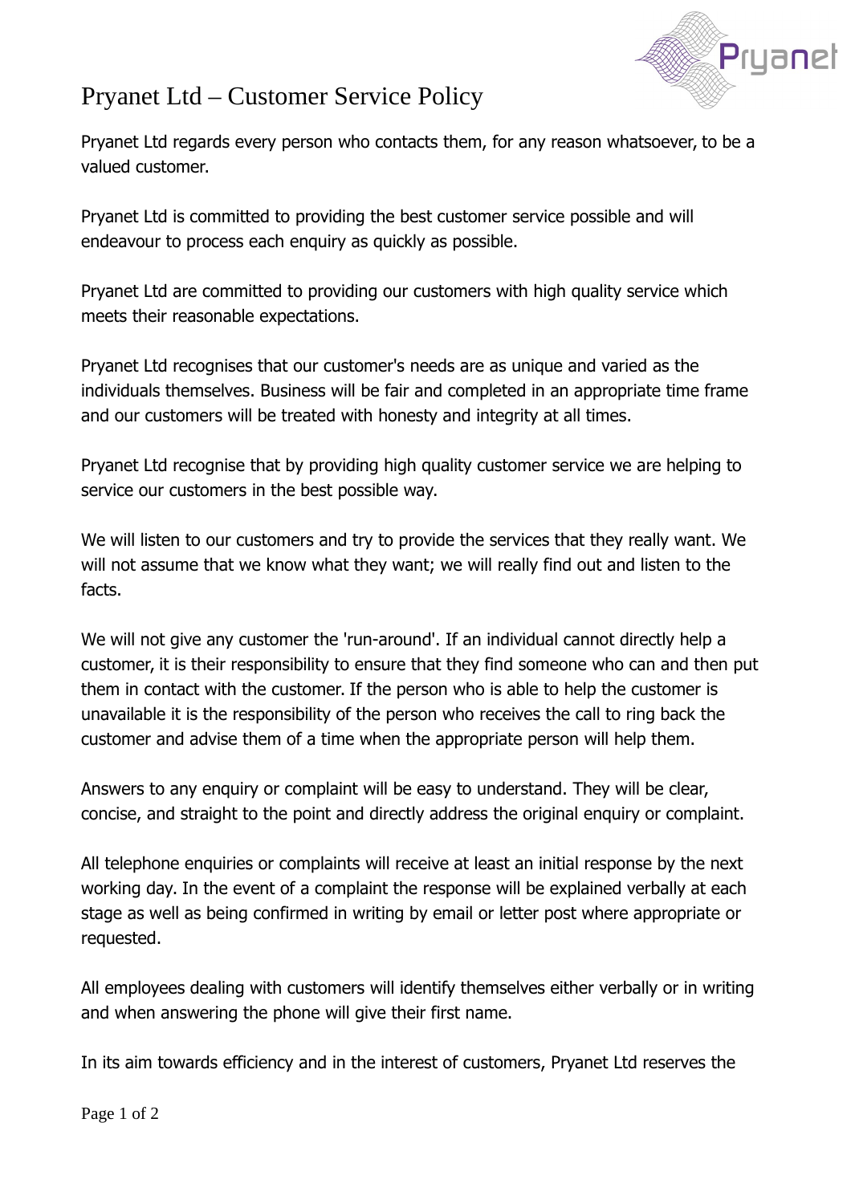# Pryanet Ltd – Customer Service Policy

Pryanet Ltd regards every person who contacts them, for any reason whatsoever, to be a valued customer.

Pryanet Ltd is committed to providing the best customer service possible and will endeavour to process each enquiry as quickly as possible.

Pryanet Ltd are committed to providing our customers with high quality service which meets their reasonable expectations.

Pryanet Ltd recognises that our customer's needs are as unique and varied as the individuals themselves. Business will be fair and completed in an appropriate time frame and our customers will be treated with honesty and integrity at all times.

Pryanet Ltd recognise that by providing high quality customer service we are helping to service our customers in the best possible way.

We will listen to our customers and try to provide the services that they really want. We will not assume that we know what they want; we will really find out and listen to the facts.

We will not give any customer the 'run-around'. If an individual cannot directly help a customer, it is their responsibility to ensure that they find someone who can and then put them in contact with the customer. If the person who is able to help the customer is unavailable it is the responsibility of the person who receives the call to ring back the customer and advise them of a time when the appropriate person will help them.

Answers to any enquiry or complaint will be easy to understand. They will be clear, concise, and straight to the point and directly address the original enquiry or complaint.

All telephone enquiries or complaints will receive at least an initial response by the next working day. In the event of a complaint the response will be explained verbally at each stage as well as being confirmed in writing by email or letter post where appropriate or requested.

All employees dealing with customers will identify themselves either verbally or in writing and when answering the phone will give their first name.

In its aim towards efficiency and in the interest of customers, Pryanet Ltd reserves the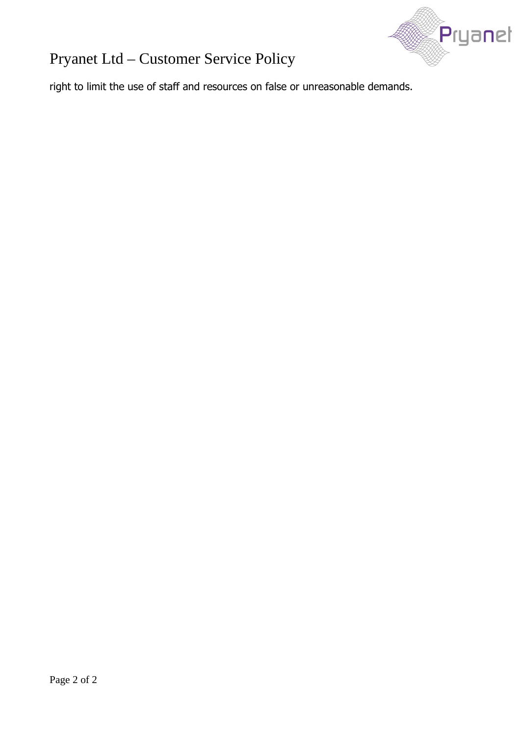right to limit the use of staff and resources on false or unreasonable demands.